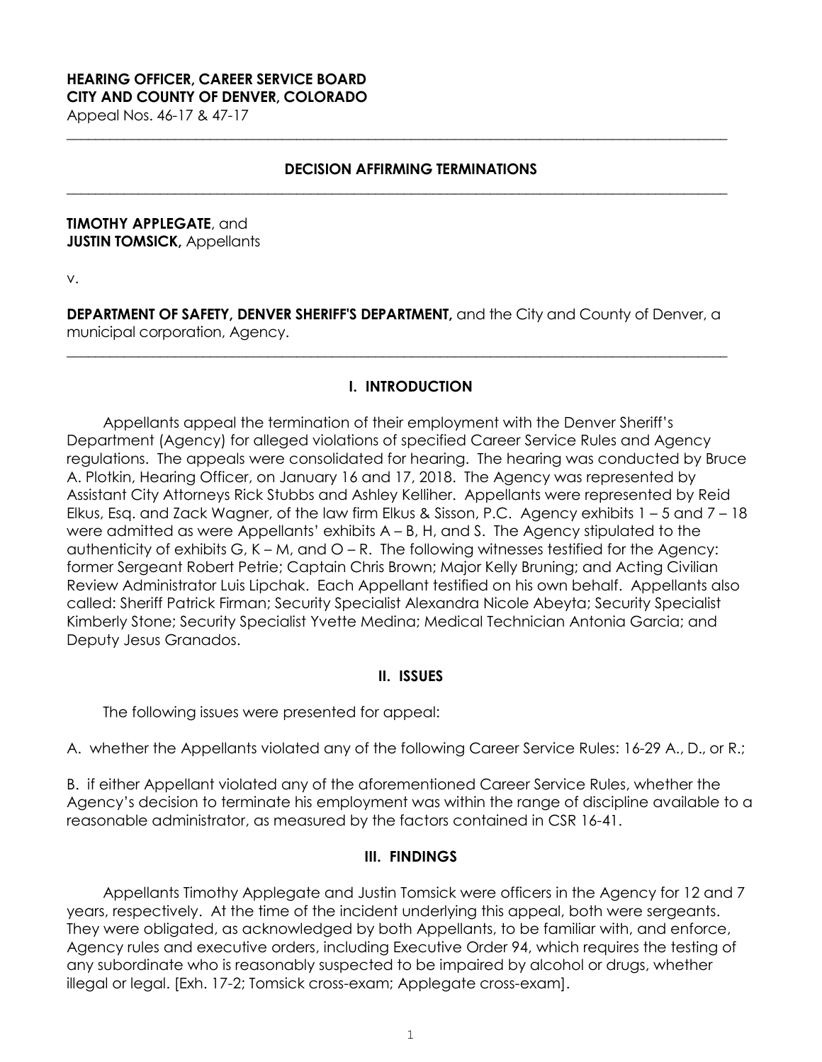**HEARING OFFICER, CAREER SERVICE BOARD**
**CITY AND COUNTY OF DENVER, COLORADO**
Appeal Nos. 46-17 & 47-17

---

**DECISION AFFIRMING TERMINATIONS**

---

**TIMOTHY APPLEGATE**, and
**JUSTIN TOMSICK,** Appellants

v.

**DEPARTMENT OF SAFETY, DENVER SHERIFF'S DEPARTMENT,** and the City and County of Denver, a municipal corporation, Agency.

---

## I. INTRODUCTION

Appellants appeal the termination of their employment with the Denver Sheriff's Department (Agency) for alleged violations of specified Career Service Rules and Agency regulations. The appeals were consolidated for hearing. The hearing was conducted by Bruce A. Plotkin, Hearing Officer, on January 16 and 17, 2018. The Agency was represented by Assistant City Attorneys Rick Stubbs and Ashley Kelliher. Appellants were represented by Reid Elkus, Esq. and Zack Wagner, of the law firm Elkus & Sisson, P.C. Agency exhibits 1 – 5 and 7 – 18 were admitted as were Appellants' exhibits A – B, H, and S. The Agency stipulated to the authenticity of exhibits G, K – M, and O – R. The following witnesses testified for the Agency: former Sergeant Robert Petrie; Captain Chris Brown; Major Kelly Bruning; and Acting Civilian Review Administrator Luis Lipchak. Each Appellant testified on his own behalf. Appellants also called: Sheriff Patrick Firman; Security Specialist Alexandra Nicole Abeyta; Security Specialist Kimberly Stone; Security Specialist Yvette Medina; Medical Technician Antonia Garcia; and Deputy Jesus Granados.

## II. ISSUES

The following issues were presented for appeal:

A. whether the Appellants violated any of the following Career Service Rules: 16-29 A., D., or R.;

B. if either Appellant violated any of the aforementioned Career Service Rules, whether the Agency's decision to terminate his employment was within the range of discipline available to a reasonable administrator, as measured by the factors contained in CSR 16-41.

## III. FINDINGS

Appellants Timothy Applegate and Justin Tomsick were officers in the Agency for 12 and 7 years, respectively. At the time of the incident underlying this appeal, both were sergeants. They were obligated, as acknowledged by both Appellants, to be familiar with, and enforce, Agency rules and executive orders, including Executive Order 94, which requires the testing of any subordinate who is reasonably suspected to be impaired by alcohol or drugs, whether illegal or legal. [Exh. 17-2; Tomsick cross-exam; Applegate cross-exam].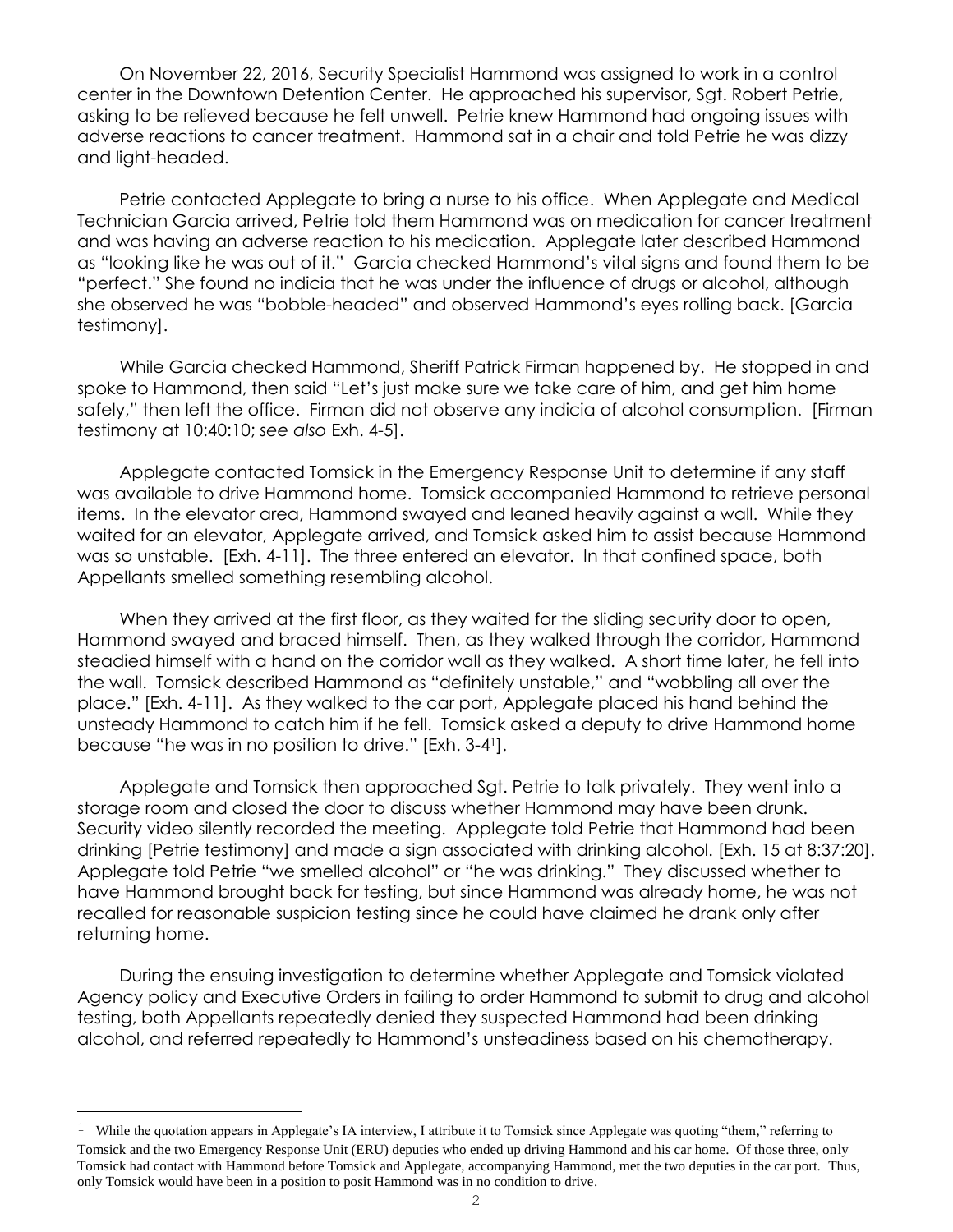On November 22, 2016, Security Specialist Hammond was assigned to work in a control center in the Downtown Detention Center. He approached his supervisor, Sgt. Robert Petrie, asking to be relieved because he felt unwell. Petrie knew Hammond had ongoing issues with adverse reactions to cancer treatment. Hammond sat in a chair and told Petrie he was dizzy and light-headed.

Petrie contacted Applegate to bring a nurse to his office. When Applegate and Medical Technician Garcia arrived, Petrie told them Hammond was on medication for cancer treatment and was having an adverse reaction to his medication. Applegate later described Hammond as "looking like he was out of it." Garcia checked Hammond's vital signs and found them to be "perfect." She found no indicia that he was under the influence of drugs or alcohol, although she observed he was "bobble-headed" and observed Hammond's eyes rolling back. [Garcia testimony].

While Garcia checked Hammond, Sheriff Patrick Firman happened by. He stopped in and spoke to Hammond, then said "Let's just make sure we take care of him, and get him home safely," then left the office. Firman did not observe any indicia of alcohol consumption. [Firman testimony at 10:40:10; *see also* Exh. 4-5].

Applegate contacted Tomsick in the Emergency Response Unit to determine if any staff was available to drive Hammond home. Tomsick accompanied Hammond to retrieve personal items. In the elevator area, Hammond swayed and leaned heavily against a wall. While they waited for an elevator, Applegate arrived, and Tomsick asked him to assist because Hammond was so unstable. [Exh. 4-11]. The three entered an elevator. In that confined space, both Appellants smelled something resembling alcohol.

When they arrived at the first floor, as they waited for the sliding security door to open, Hammond swayed and braced himself. Then, as they walked through the corridor, Hammond steadied himself with a hand on the corridor wall as they walked. A short time later, he fell into the wall. Tomsick described Hammond as "definitely unstable," and "wobbling all over the place." [Exh. 4-11]. As they walked to the car port, Applegate placed his hand behind the unsteady Hammond to catch him if he fell. Tomsick asked a deputy to drive Hammond home because "he was in no position to drive." [Exh. 3-4[1]].

Applegate and Tomsick then approached Sgt. Petrie to talk privately. They went into a storage room and closed the door to discuss whether Hammond may have been drunk. Security video silently recorded the meeting. Applegate told Petrie that Hammond had been drinking [Petrie testimony] and made a sign associated with drinking alcohol. [Exh. 15 at 8:37:20]. Applegate told Petrie "we smelled alcohol" or "he was drinking." They discussed whether to have Hammond brought back for testing, but since Hammond was already home, he was not recalled for reasonable suspicion testing since he could have claimed he drank only after returning home.

During the ensuing investigation to determine whether Applegate and Tomsick violated Agency policy and Executive Orders in failing to order Hammond to submit to drug and alcohol testing, both Appellants repeatedly denied they suspected Hammond had been drinking alcohol, and referred repeatedly to Hammond's unsteadiness based on his chemotherapy.

---

[1] While the quotation appears in Applegate's IA interview, I attribute it to Tomsick since Applegate was quoting "them," referring to Tomsick and the two Emergency Response Unit (ERU) deputies who ended up driving Hammond and his car home. Of those three, only Tomsick had contact with Hammond before Tomsick and Applegate, accompanying Hammond, met the two deputies in the car port. Thus, only Tomsick would have been in a position to posit Hammond was in no condition to drive.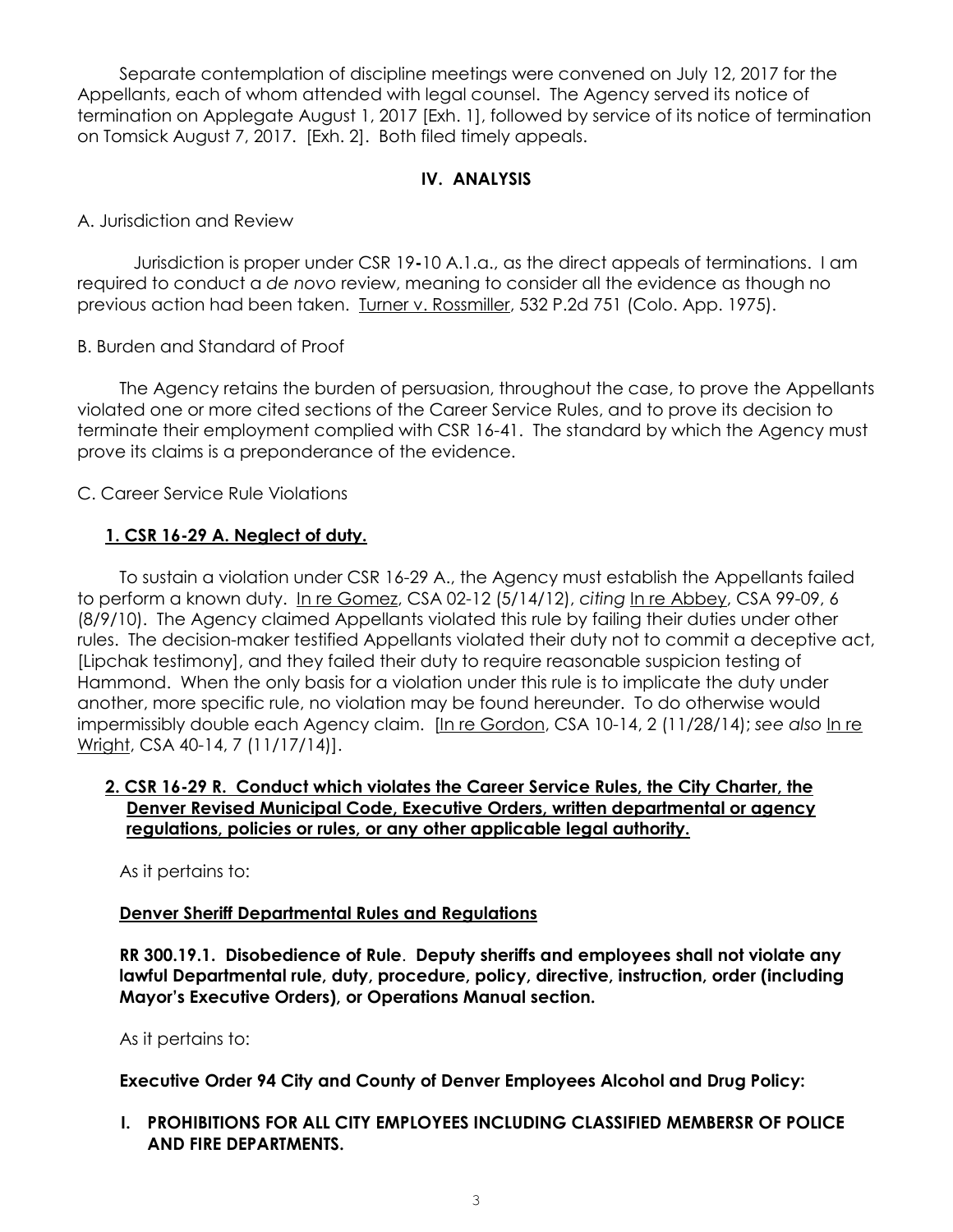Separate contemplation of discipline meetings were convened on July 12, 2017 for the Appellants, each of whom attended with legal counsel. The Agency served its notice of termination on Applegate August 1, 2017 [Exh. 1], followed by service of its notice of termination on Tomsick August 7, 2017. [Exh. 2]. Both filed timely appeals.

## IV. ANALYSIS

A. Jurisdiction and Review

Jurisdiction is proper under CSR 19-10 A.1.a., as the direct appeals of terminations. I am required to conduct a *de novo* review, meaning to consider all the evidence as though no previous action had been taken. Turner v. Rossmiller, 532 P.2d 751 (Colo. App. 1975).

B. Burden and Standard of Proof

The Agency retains the burden of persuasion, throughout the case, to prove the Appellants violated one or more cited sections of the Career Service Rules, and to prove its decision to terminate their employment complied with CSR 16-41. The standard by which the Agency must prove its claims is a preponderance of the evidence.

C. Career Service Rule Violations

**1. CSR 16-29 A. Neglect of duty.**

To sustain a violation under CSR 16-29 A., the Agency must establish the Appellants failed to perform a known duty. In re Gomez, CSA 02-12 (5/14/12), *citing* In re Abbey, CSA 99-09, 6 (8/9/10). The Agency claimed Appellants violated this rule by failing their duties under other rules. The decision-maker testified Appellants violated their duty not to commit a deceptive act, [Lipchak testimony], and they failed their duty to require reasonable suspicion testing of Hammond. When the only basis for a violation under this rule is to implicate the duty under another, more specific rule, no violation may be found hereunder. To do otherwise would impermissibly double each Agency claim. [In re Gordon, CSA 10-14, 2 (11/28/14); *see also* In re Wright, CSA 40-14, 7 (11/17/14)].

**2. CSR 16-29 R. Conduct which violates the Career Service Rules, the City Charter, the Denver Revised Municipal Code, Executive Orders, written departmental or agency regulations, policies or rules, or any other applicable legal authority.**

As it pertains to:

**Denver Sheriff Departmental Rules and Regulations**

**RR 300.19.1. Disobedience of Rule. Deputy sheriffs and employees shall not violate any lawful Departmental rule, duty, procedure, policy, directive, instruction, order (including Mayor's Executive Orders), or Operations Manual section.**

As it pertains to:

**Executive Order 94 City and County of Denver Employees Alcohol and Drug Policy:**

**I. PROHIBITIONS FOR ALL CITY EMPLOYEES INCLUDING CLASSIFIED MEMBERSR OF POLICE AND FIRE DEPARTMENTS.**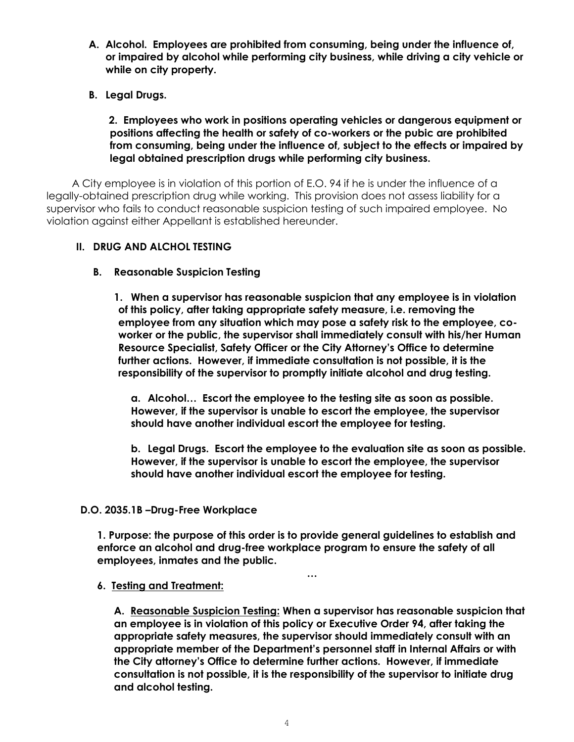**A. Alcohol. Employees are prohibited from consuming, being under the influence of, or impaired by alcohol while performing city business, while driving a city vehicle or while on city property.**

**B. Legal Drugs.**

**2. Employees who work in positions operating vehicles or dangerous equipment or positions affecting the health or safety of co-workers or the pubic are prohibited from consuming, being under the influence of, subject to the effects or impaired by legal obtained prescription drugs while performing city business.**

A City employee is in violation of this portion of E.O. 94 if he is under the influence of a legally-obtained prescription drug while working. This provision does not assess liability for a supervisor who fails to conduct reasonable suspicion testing of such impaired employee. No violation against either Appellant is established hereunder.

**II. DRUG AND ALCHOL TESTING**

**B. Reasonable Suspicion Testing**

**1. When a supervisor has reasonable suspicion that any employee is in violation of this policy, after taking appropriate safety measure, i.e. removing the employee from any situation which may pose a safety risk to the employee, co-worker or the public, the supervisor shall immediately consult with his/her Human Resource Specialist, Safety Officer or the City Attorney's Office to determine further actions. However, if immediate consultation is not possible, it is the responsibility of the supervisor to promptly initiate alcohol and drug testing.**

**a. Alcohol… Escort the employee to the testing site as soon as possible. However, if the supervisor is unable to escort the employee, the supervisor should have another individual escort the employee for testing.**

**b. Legal Drugs. Escort the employee to the evaluation site as soon as possible. However, if the supervisor is unable to escort the employee, the supervisor should have another individual escort the employee for testing.**

**D.O. 2035.1B –Drug-Free Workplace**

**1. Purpose: the purpose of this order is to provide general guidelines to establish and enforce an alcohol and drug-free workplace program to ensure the safety of all employees, inmates and the public.**

**…**

**6. <u>Testing and Treatment:</u>**

**A. <u>Reasonable Suspicion Testing:</u> When a supervisor has reasonable suspicion that an employee is in violation of this policy or Executive Order 94, after taking the appropriate safety measures, the supervisor should immediately consult with an appropriate member of the Department's personnel staff in Internal Affairs or with the City attorney's Office to determine further actions. However, if immediate consultation is not possible, it is the responsibility of the supervisor to initiate drug and alcohol testing.**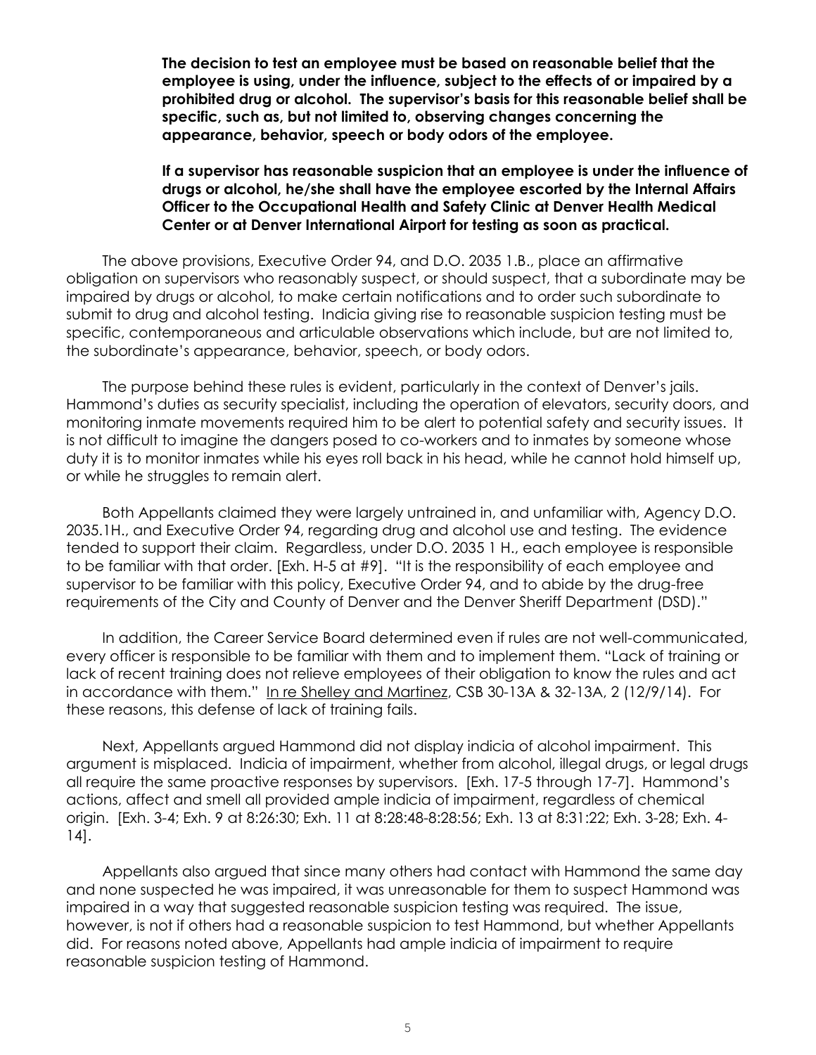**The decision to test an employee must be based on reasonable belief that the employee is using, under the influence, subject to the effects of or impaired by a prohibited drug or alcohol. The supervisor's basis for this reasonable belief shall be specific, such as, but not limited to, observing changes concerning the appearance, behavior, speech or body odors of the employee.**

**If a supervisor has reasonable suspicion that an employee is under the influence of drugs or alcohol, he/she shall have the employee escorted by the Internal Affairs Officer to the Occupational Health and Safety Clinic at Denver Health Medical Center or at Denver International Airport for testing as soon as practical.**

The above provisions, Executive Order 94, and D.O. 2035 1.B., place an affirmative obligation on supervisors who reasonably suspect, or should suspect, that a subordinate may be impaired by drugs or alcohol, to make certain notifications and to order such subordinate to submit to drug and alcohol testing. Indicia giving rise to reasonable suspicion testing must be specific, contemporaneous and articulable observations which include, but are not limited to, the subordinate's appearance, behavior, speech, or body odors.

The purpose behind these rules is evident, particularly in the context of Denver's jails. Hammond's duties as security specialist, including the operation of elevators, security doors, and monitoring inmate movements required him to be alert to potential safety and security issues. It is not difficult to imagine the dangers posed to co-workers and to inmates by someone whose duty it is to monitor inmates while his eyes roll back in his head, while he cannot hold himself up, or while he struggles to remain alert.

Both Appellants claimed they were largely untrained in, and unfamiliar with, Agency D.O. 2035.1H., and Executive Order 94, regarding drug and alcohol use and testing. The evidence tended to support their claim. Regardless, under D.O. 2035 1 H., each employee is responsible to be familiar with that order. [Exh. H-5 at #9]. "It is the responsibility of each employee and supervisor to be familiar with this policy, Executive Order 94, and to abide by the drug-free requirements of the City and County of Denver and the Denver Sheriff Department (DSD)."

In addition, the Career Service Board determined even if rules are not well-communicated, every officer is responsible to be familiar with them and to implement them. "Lack of training or lack of recent training does not relieve employees of their obligation to know the rules and act in accordance with them." In re Shelley and Martinez, CSB 30-13A & 32-13A, 2 (12/9/14). For these reasons, this defense of lack of training fails.

Next, Appellants argued Hammond did not display indicia of alcohol impairment. This argument is misplaced. Indicia of impairment, whether from alcohol, illegal drugs, or legal drugs all require the same proactive responses by supervisors. [Exh. 17-5 through 17-7]. Hammond's actions, affect and smell all provided ample indicia of impairment, regardless of chemical origin. [Exh. 3-4; Exh. 9 at 8:26:30; Exh. 11 at 8:28:48-8:28:56; Exh. 13 at 8:31:22; Exh. 3-28; Exh. 4-14].

Appellants also argued that since many others had contact with Hammond the same day and none suspected he was impaired, it was unreasonable for them to suspect Hammond was impaired in a way that suggested reasonable suspicion testing was required. The issue, however, is not if others had a reasonable suspicion to test Hammond, but whether Appellants did. For reasons noted above, Appellants had ample indicia of impairment to require reasonable suspicion testing of Hammond.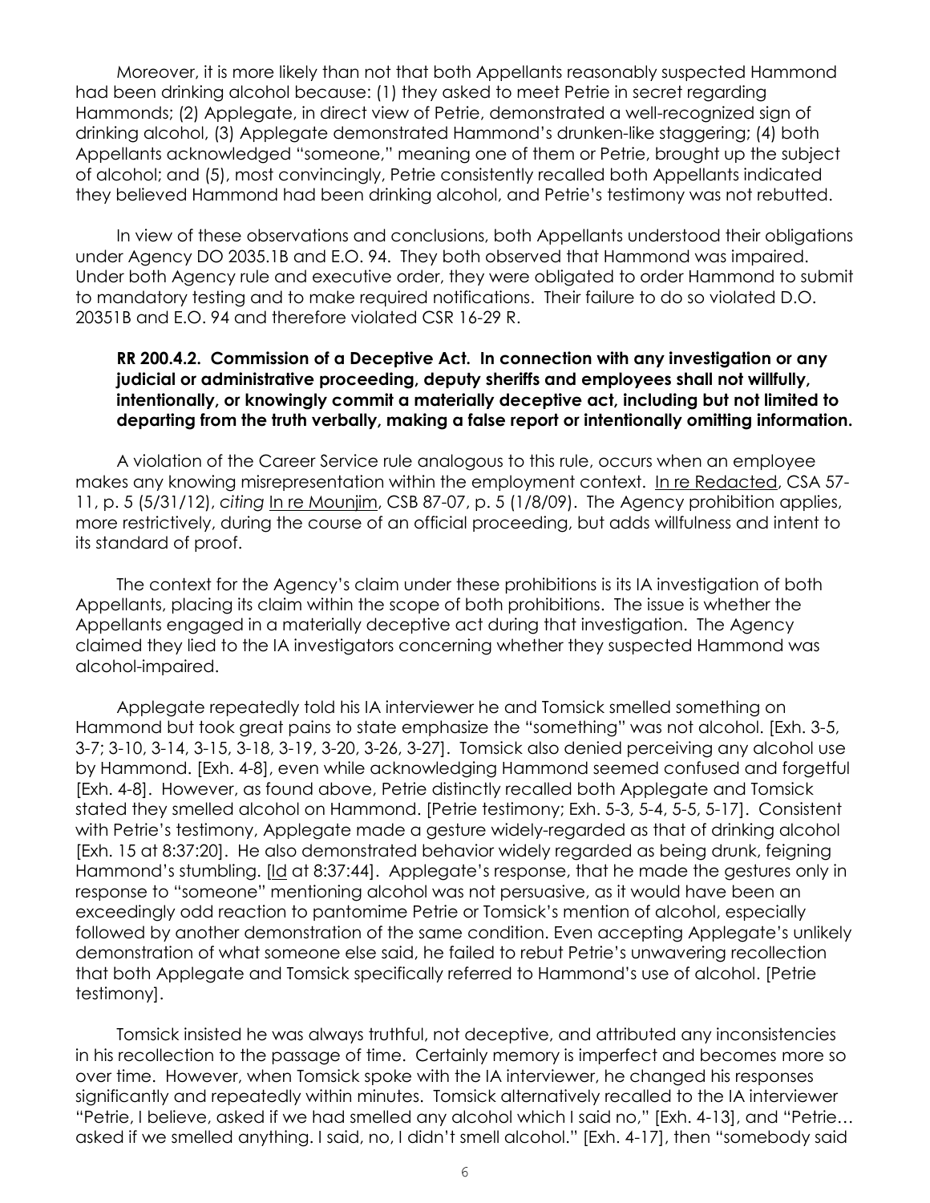Moreover, it is more likely than not that both Appellants reasonably suspected Hammond had been drinking alcohol because: (1) they asked to meet Petrie in secret regarding Hammonds; (2) Applegate, in direct view of Petrie, demonstrated a well-recognized sign of drinking alcohol, (3) Applegate demonstrated Hammond's drunken-like staggering; (4) both Appellants acknowledged "someone," meaning one of them or Petrie, brought up the subject of alcohol; and (5), most convincingly, Petrie consistently recalled both Appellants indicated they believed Hammond had been drinking alcohol, and Petrie's testimony was not rebutted.

In view of these observations and conclusions, both Appellants understood their obligations under Agency DO 2035.1B and E.O. 94. They both observed that Hammond was impaired. Under both Agency rule and executive order, they were obligated to order Hammond to submit to mandatory testing and to make required notifications. Their failure to do so violated D.O. 20351B and E.O. 94 and therefore violated CSR 16-29 R.

**RR 200.4.2. Commission of a Deceptive Act. In connection with any investigation or any judicial or administrative proceeding, deputy sheriffs and employees shall not willfully, intentionally, or knowingly commit a materially deceptive act, including but not limited to departing from the truth verbally, making a false report or intentionally omitting information.**

A violation of the Career Service rule analogous to this rule, occurs when an employee makes any knowing misrepresentation within the employment context. In re Redacted, CSA 57-11, p. 5 (5/31/12), *citing* In re Mounjim, CSB 87-07, p. 5 (1/8/09). The Agency prohibition applies, more restrictively, during the course of an official proceeding, but adds willfulness and intent to its standard of proof.

The context for the Agency's claim under these prohibitions is its IA investigation of both Appellants, placing its claim within the scope of both prohibitions. The issue is whether the Appellants engaged in a materially deceptive act during that investigation. The Agency claimed they lied to the IA investigators concerning whether they suspected Hammond was alcohol-impaired.

Applegate repeatedly told his IA interviewer he and Tomsick smelled something on Hammond but took great pains to state emphasize the "something" was not alcohol. [Exh. 3-5, 3-7; 3-10, 3-14, 3-15, 3-18, 3-19, 3-20, 3-26, 3-27]. Tomsick also denied perceiving any alcohol use by Hammond. [Exh. 4-8], even while acknowledging Hammond seemed confused and forgetful [Exh. 4-8]. However, as found above, Petrie distinctly recalled both Applegate and Tomsick stated they smelled alcohol on Hammond. [Petrie testimony; Exh. 5-3, 5-4, 5-5, 5-17]. Consistent with Petrie's testimony, Applegate made a gesture widely-regarded as that of drinking alcohol [Exh. 15 at 8:37:20]. He also demonstrated behavior widely regarded as being drunk, feigning Hammond's stumbling. [Id at 8:37:44]. Applegate's response, that he made the gestures only in response to "someone" mentioning alcohol was not persuasive, as it would have been an exceedingly odd reaction to pantomime Petrie or Tomsick's mention of alcohol, especially followed by another demonstration of the same condition. Even accepting Applegate's unlikely demonstration of what someone else said, he failed to rebut Petrie's unwavering recollection that both Applegate and Tomsick specifically referred to Hammond's use of alcohol. [Petrie testimony].

Tomsick insisted he was always truthful, not deceptive, and attributed any inconsistencies in his recollection to the passage of time. Certainly memory is imperfect and becomes more so over time. However, when Tomsick spoke with the IA interviewer, he changed his responses significantly and repeatedly within minutes. Tomsick alternatively recalled to the IA interviewer "Petrie, I believe, asked if we had smelled any alcohol which I said no," [Exh. 4-13], and "Petrie… asked if we smelled anything. I said, no, I didn't smell alcohol." [Exh. 4-17], then "somebody said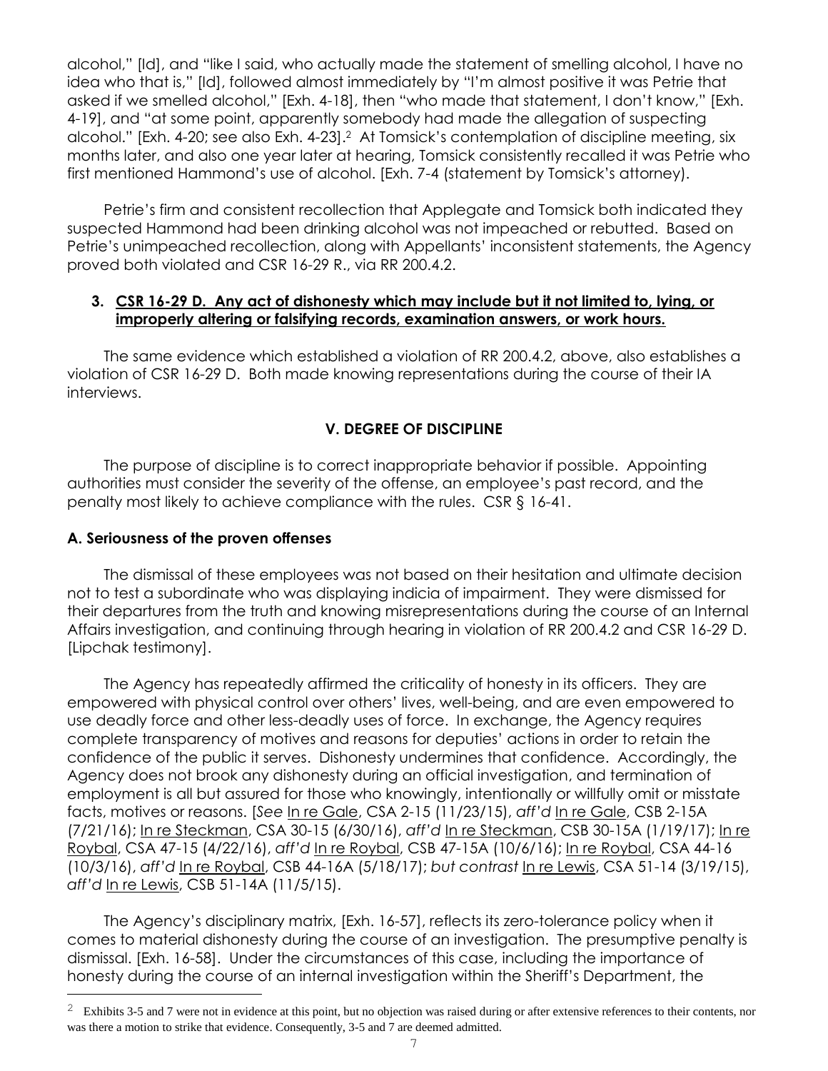alcohol," [Id], and "like I said, who actually made the statement of smelling alcohol, I have no idea who that is," [Id], followed almost immediately by "I'm almost positive it was Petrie that asked if we smelled alcohol," [Exh. 4-18], then "who made that statement, I don't know," [Exh. 4-19], and "at some point, apparently somebody had made the allegation of suspecting alcohol." [Exh. 4-20; see also Exh. 4-23].[2] At Tomsick's contemplation of discipline meeting, six months later, and also one year later at hearing, Tomsick consistently recalled it was Petrie who first mentioned Hammond's use of alcohol. [Exh. 7-4 (statement by Tomsick's attorney).

Petrie's firm and consistent recollection that Applegate and Tomsick both indicated they suspected Hammond had been drinking alcohol was not impeached or rebutted. Based on Petrie's unimpeached recollection, along with Appellants' inconsistent statements, the Agency proved both violated and CSR 16-29 R., via RR 200.4.2.

### 3. <u>CSR 16-29 D. Any act of dishonesty which may include but it not limited to, lying, or improperly altering or falsifying records, examination answers, or work hours.</u>

The same evidence which established a violation of RR 200.4.2, above, also establishes a violation of CSR 16-29 D. Both made knowing representations during the course of their IA interviews.

## V. DEGREE OF DISCIPLINE

The purpose of discipline is to correct inappropriate behavior if possible. Appointing authorities must consider the severity of the offense, an employee's past record, and the penalty most likely to achieve compliance with the rules. CSR § 16-41.

### A. Seriousness of the proven offenses

The dismissal of these employees was not based on their hesitation and ultimate decision not to test a subordinate who was displaying indicia of impairment. They were dismissed for their departures from the truth and knowing misrepresentations during the course of an Internal Affairs investigation, and continuing through hearing in violation of RR 200.4.2 and CSR 16-29 D. [Lipchak testimony].

The Agency has repeatedly affirmed the criticality of honesty in its officers. They are empowered with physical control over others' lives, well-being, and are even empowered to use deadly force and other less-deadly uses of force. In exchange, the Agency requires complete transparency of motives and reasons for deputies' actions in order to retain the confidence of the public it serves. Dishonesty undermines that confidence. Accordingly, the Agency does not brook any dishonesty during an official investigation, and termination of employment is all but assured for those who knowingly, intentionally or willfully omit or misstate facts, motives or reasons. [*See* <u>In re Gale</u>, CSA 2-15 (11/23/15), *aff'd* <u>In re Gale</u>, CSB 2-15A (7/21/16); <u>In re Steckman</u>, CSA 30-15 (6/30/16), *aff'd* <u>In re Steckman</u>, CSB 30-15A (1/19/17); <u>In re Roybal</u>, CSA 47-15 (4/22/16), *aff'd* <u>In re Roybal</u>, CSB 47-15A (10/6/16); <u>In re Roybal</u>, CSA 44-16 (10/3/16), *aff'd* <u>In re Roybal</u>, CSB 44-16A (5/18/17); *but contrast* <u>In re Lewis</u>, CSA 51-14 (3/19/15), *aff'd* <u>In re Lewis</u>, CSB 51-14A (11/5/15).

The Agency's disciplinary matrix, [Exh. 16-57], reflects its zero-tolerance policy when it comes to material dishonesty during the course of an investigation. The presumptive penalty is dismissal. [Exh. 16-58]. Under the circumstances of this case, including the importance of honesty during the course of an internal investigation within the Sheriff's Department, the

---

[2] Exhibits 3-5 and 7 were not in evidence at this point, but no objection was raised during or after extensive references to their contents, nor was there a motion to strike that evidence. Consequently, 3-5 and 7 are deemed admitted.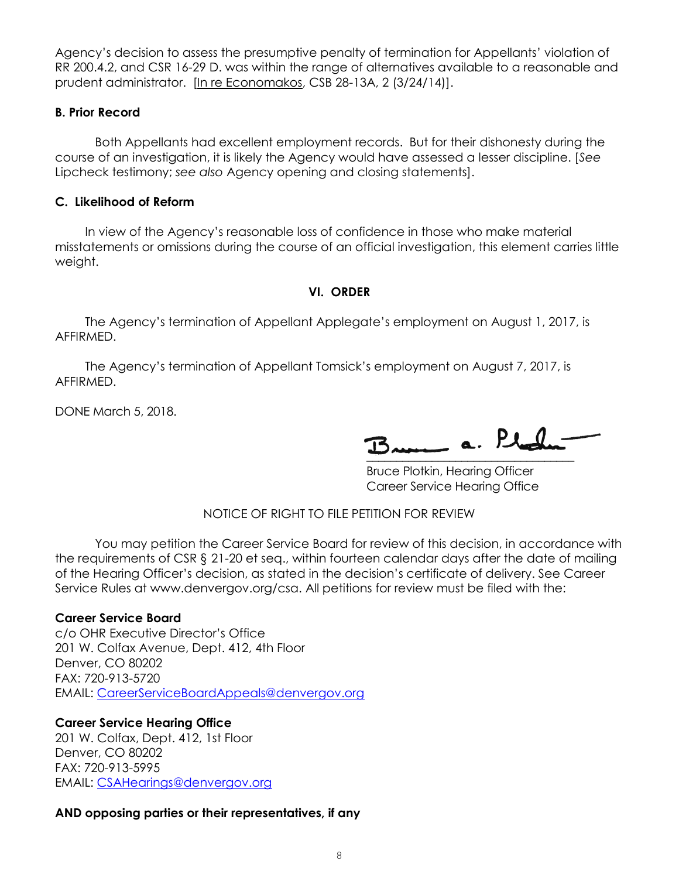Agency's decision to assess the presumptive penalty of termination for Appellants' violation of RR 200.4.2, and CSR 16-29 D. was within the range of alternatives available to a reasonable and prudent administrator. [In re Economakos, CSB 28-13A, 2 (3/24/14)].

**B. Prior Record**

Both Appellants had excellent employment records. But for their dishonesty during the course of an investigation, it is likely the Agency would have assessed a lesser discipline. [*See* Lipcheck testimony; *see also* Agency opening and closing statements].

**C. Likelihood of Reform**

In view of the Agency's reasonable loss of confidence in those who make material misstatements or omissions during the course of an official investigation, this element carries little weight.

## VI. ORDER

The Agency's termination of Appellant Applegate's employment on August 1, 2017, is AFFIRMED.

The Agency's termination of Appellant Tomsick's employment on August 7, 2017, is AFFIRMED.

DONE March 5, 2018.

Bruce Plotkin, Hearing Officer
Career Service Hearing Office

NOTICE OF RIGHT TO FILE PETITION FOR REVIEW

You may petition the Career Service Board for review of this decision, in accordance with the requirements of CSR § 21-20 et seq., within fourteen calendar days after the date of mailing of the Hearing Officer's decision, as stated in the decision's certificate of delivery. See Career Service Rules at www.denvergov.org/csa. All petitions for review must be filed with the:

**Career Service Board**
c/o OHR Executive Director's Office
201 W. Colfax Avenue, Dept. 412, 4th Floor
Denver, CO 80202
FAX: 720-913-5720
EMAIL: CareerServiceBoardAppeals@denvergov.org

**Career Service Hearing Office**
201 W. Colfax, Dept. 412, 1st Floor
Denver, CO 80202
FAX: 720-913-5995
EMAIL: CSAHearings@denvergov.org

**AND opposing parties or their representatives, if any**